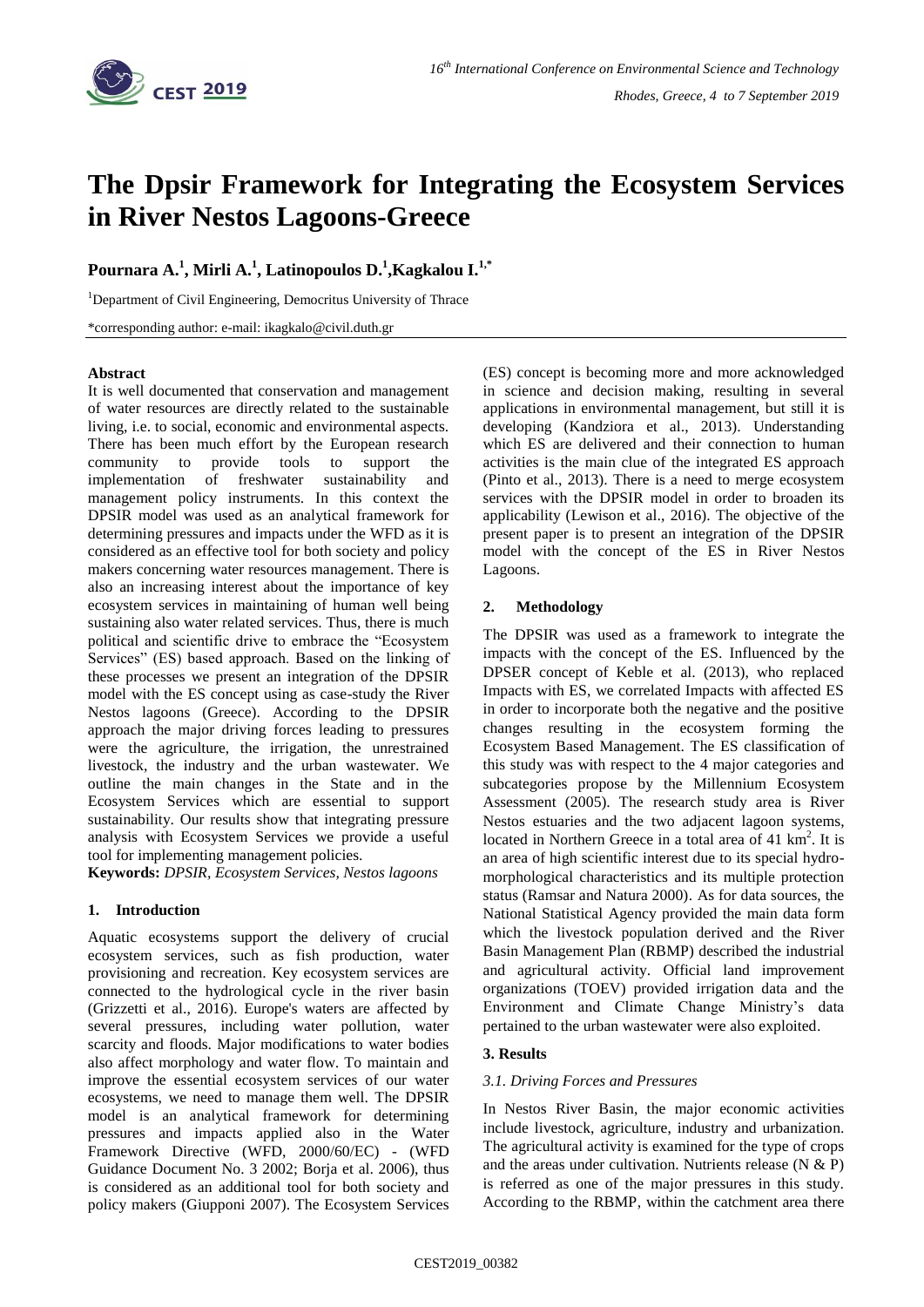# The Dpsir Framework for Integrating the Ecosystem Services in River Nestos Lagoons-Greece

**Pournara A.[1], Mirli A.[1], Latinopoulos D.[1], Kagkalou I.[1,*]**

[1]Department of Civil Engineering, Democritus University of Thrace

*corresponding author: e-mail: ikagkalo@civil.duth.gr

## Abstract

It is well documented that conservation and management of water resources are directly related to the sustainable living, i.e. to social, economic and environmental aspects. There has been much effort by the European research community to provide tools to support the implementation of freshwater sustainability and management policy instruments. In this context the DPSIR model was used as an analytical framework for determining pressures and impacts under the WFD as it is considered as an effective tool for both society and policy makers concerning water resources management. There is also an increasing interest about the importance of key ecosystem services in maintaining of human well being sustaining also water related services. Thus, there is much political and scientific drive to embrace the "Ecosystem Services" (ES) based approach. Based on the linking of these processes we present an integration of the DPSIR model with the ES concept using as case-study the River Nestos lagoons (Greece). According to the DPSIR approach the major driving forces leading to pressures were the agriculture, the irrigation, the unrestrained livestock, the industry and the urban wastewater. We outline the main changes in the State and in the Ecosystem Services which are essential to support sustainability. Our results show that integrating pressure analysis with Ecosystem Services we provide a useful tool for implementing management policies.

**Keywords:** *DPSIR, Ecosystem Services, Nestos lagoons*

## 1. Introduction

Aquatic ecosystems support the delivery of crucial ecosystem services, such as fish production, water provisioning and recreation. Key ecosystem services are connected to the hydrological cycle in the river basin (Grizzetti et al., 2016). Europe's waters are affected by several pressures, including water pollution, water scarcity and floods. Major modifications to water bodies also affect morphology and water flow. To maintain and improve the essential ecosystem services of our water ecosystems, we need to manage them well. The DPSIR model is an analytical framework for determining pressures and impacts applied also in the Water Framework Directive (WFD, 2000/60/EC) - (WFD Guidance Document No. 3 2002; Borja et al. 2006), thus is considered as an additional tool for both society and policy makers (Giupponi 2007). The Ecosystem Services (ES) concept is becoming more and more acknowledged in science and decision making, resulting in several applications in environmental management, but still it is developing (Kandziora et al., 2013). Understanding which ES are delivered and their connection to human activities is the main clue of the integrated ES approach (Pinto et al., 2013). There is a need to merge ecosystem services with the DPSIR model in order to broaden its applicability (Lewison et al., 2016). The objective of the present paper is to present an integration of the DPSIR model with the concept of the ES in River Nestos Lagoons.

## 2. Methodology

The DPSIR was used as a framework to integrate the impacts with the concept of the ES. Influenced by the DPSER concept of Keble et al. (2013), who replaced Impacts with ES, we correlated Impacts with affected ES in order to incorporate both the negative and the positive changes resulting in the ecosystem forming the Ecosystem Based Management. The ES classification of this study was with respect to the 4 major categories and subcategories propose by the Millennium Ecosystem Assessment (2005). The research study area is River Nestos estuaries and the two adjacent lagoon systems, located in Northern Greece in a total area of 41 $km^2$. It is an area of high scientific interest due to its special hydro-morphological characteristics and its multiple protection status (Ramsar and Natura 2000). As for data sources, the National Statistical Agency provided the main data form which the livestock population derived and the River Basin Management Plan (RBMP) described the industrial and agricultural activity. Official land improvement organizations (TOEV) provided irrigation data and the Environment and Climate Change Ministry's data pertained to the urban wastewater were also exploited.

## 3. Results

### *3.1. Driving Forces and Pressures*

In Nestos River Basin, the major economic activities include livestock, agriculture, industry and urbanization. The agricultural activity is examined for the type of crops and the areas under cultivation. Nutrients release (N & P) is referred as one of the major pressures in this study. According to the RBMP, within the catchment area there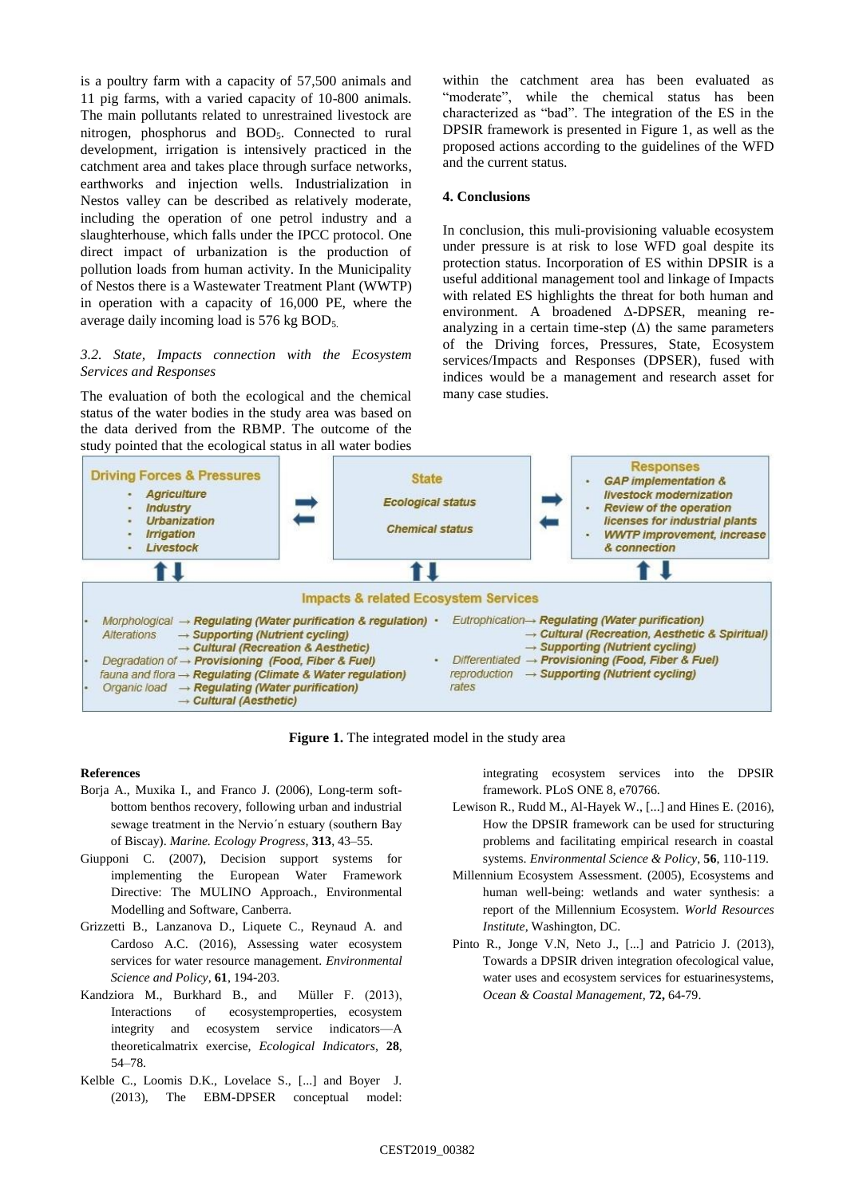is a poultry farm with a capacity of 57,500 animals and 11 pig farms, with a varied capacity of 10-800 animals. The main pollutants related to unrestrained livestock are nitrogen, phosphorus and $BOD_5$. Connected to rural development, irrigation is intensively practiced in the catchment area and takes place through surface networks, earthworks and injection wells. Industrialization in Nestos valley can be described as relatively moderate, including the operation of one petrol industry and a slaughterhouse, which falls under the IPCC protocol. One direct impact of urbanization is the production of pollution loads from human activity. In the Municipality of Nestos there is a Wastewater Treatment Plant (WWTP) in operation with a capacity of 16,000 PE, where the average daily incoming load is 576 kg $BOD_5$.

### *3.2. State, Impacts connection with the Ecosystem Services and Responses*

The evaluation of both the ecological and the chemical status of the water bodies in the study area was based on the data derived from the RBMP. The outcome of the study pointed that the ecological status in all water bodies within the catchment area has been evaluated as "moderate", while the chemical status has been characterized as "bad". The integration of the ES in the DPSIR framework is presented in Figure 1, as well as the proposed actions according to the guidelines of the WFD and the current status.

## 4. Conclusions

In conclusion, this muli-provisioning valuable ecosystem under pressure is at risk to lose WFD goal despite its protection status. Incorporation of ES within DPSIR is a useful additional management tool and linkage of Impacts with related ES highlights the threat for both human and environment. A broadened Δ-DPS*E*R, meaning re-analyzing in a certain time-step (Δ) the same parameters of the Driving forces, Pressures, State, Ecosystem services/Impacts and Responses (DPSER), fused with indices would be a management and research asset for many case studies.

Driving Forces & Pressures
- Agriculture
- Industry
- Urbanization
- Irrigation
- Livestock

State
Ecological status
Chemical status

Responses
- GAP implementation & livestock modernization
- Review of the operation licenses for industrial plants
- WWTP improvement, increase & connection

Impacts & related Ecosystem Services
- Morphological Alterations → Regulating (Water purification & regulation) → Supporting (Nutrient cycling) → Cultural (Recreation & Aesthetic)
- Degradation of fauna and flora → Provisioning (Food, Fiber & Fuel) → Regulating (Climate & Water regulation)
- Organic load → Regulating (Water purification) → Cultural (Aesthetic)
- Eutrophication → Regulating (Water purification) → Cultural (Recreation, Aesthetic & Spiritual) → Supporting (Nutrient cycling)
- Differentiated reproduction rates → Provisioning (Food, Fiber & Fuel) → Supporting (Nutrient cycling)

**Figure 1.** The integrated model in the study area

### References

Borja A., Muxika I., and Franco J. (2006), Long-term soft-bottom benthos recovery, following urban and industrial sewage treatment in the Nervio´n estuary (southern Bay of Biscay). *Marine. Ecology Progress,* **313**, 43–55.

Giupponi C. (2007), Decision support systems for implementing the European Water Framework Directive: The MULINO Approach., Environmental Modelling and Software, Canberra.

Grizzetti B., Lanzanova D., Liquete C., Reynaud A. and Cardoso A.C. (2016), Assessing water ecosystem services for water resource management. *Environmental Science and Policy*, **61**, 194-203.

Kandziora M., Burkhard B., and Müller F. (2013), Interactions of ecosystemproperties, ecosystem integrity and ecosystem service indicators—A theoreticalmatrix exercise, *Ecological Indicators*, **28**, 54–78.

Kelble C., Loomis D.K., Lovelace S., [...] and Boyer J. (2013), The EBM-DPSER conceptual model: integrating ecosystem services into the DPSIR framework. PLoS ONE 8, e70766.

Lewison R., Rudd M., Al-Hayek W., [...] and Hines E. (2016), How the DPSIR framework can be used for structuring problems and facilitating empirical research in coastal systems. *Environmental Science & Policy*, **56**, 110-119.

Millennium Ecosystem Assessment. (2005), Ecosystems and human well-being: wetlands and water synthesis: a report of the Millennium Ecosystem. *World Resources Institute*, Washington, DC.

Pinto R., Jonge V.N, Neto J., [...] and Patricio J. (2013), Towards a DPSIR driven integration ofecological value, water uses and ecosystem services for estuarinesystems, *Ocean & Coastal Management,* **72,** 64-79.